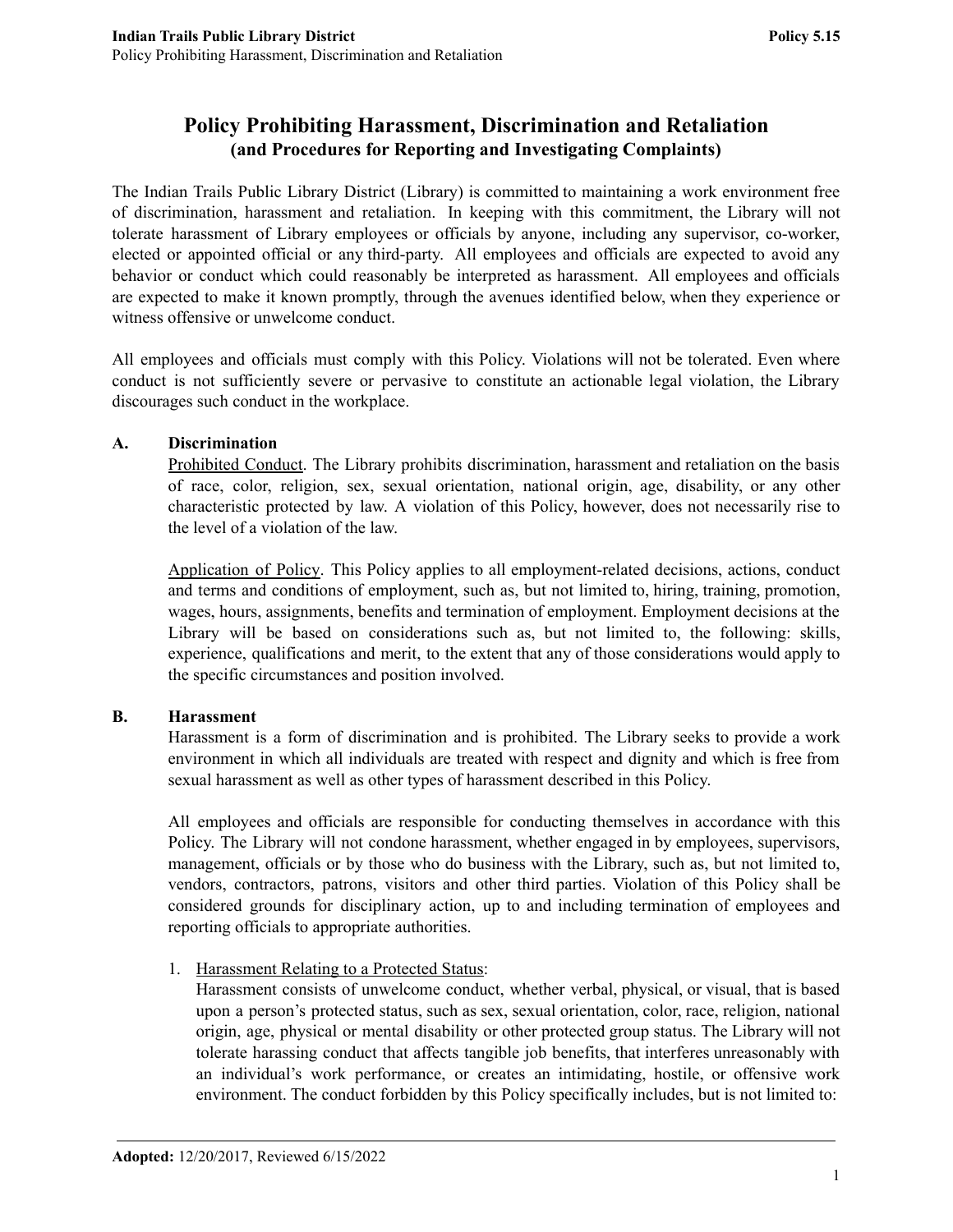# Policy Prohibiting Harassment, Discrimination and Retaliation

## (and Procedures for Reporting and Investigating Complaints)

The Indian Trails Public Library District (Library) is committed to maintaining a work environment free of discrimination, harassment and retaliation. In keeping with this commitment, the Library will not tolerate harassment of Library employees or officials by anyone, including any supervisor, co-worker, elected or appointed official or any third-party. All employees and officials are expected to avoid any behavior or conduct which could reasonably be interpreted as harassment. All employees and officials are expected to make it known promptly, through the avenues identified below, when they experience or witness offensive or unwelcome conduct.

All employees and officials must comply with this Policy. Violations will not be tolerated. Even where conduct is not sufficiently severe or pervasive to constitute an actionable legal violation, the Library discourages such conduct in the workplace.

### A. Discrimination

Prohibited Conduct. The Library prohibits discrimination, harassment and retaliation on the basis of race, color, religion, sex, sexual orientation, national origin, age, disability, or any other characteristic protected by law. A violation of this Policy, however, does not necessarily rise to the level of a violation of the law.

Application of Policy. This Policy applies to all employment-related decisions, actions, conduct and terms and conditions of employment, such as, but not limited to, hiring, training, promotion, wages, hours, assignments, benefits and termination of employment. Employment decisions at the Library will be based on considerations such as, but not limited to, the following: skills, experience, qualifications and merit, to the extent that any of those considerations would apply to the specific circumstances and position involved.

### B. Harassment

Harassment is a form of discrimination and is prohibited. The Library seeks to provide a work environment in which all individuals are treated with respect and dignity and which is free from sexual harassment as well as other types of harassment described in this Policy.

All employees and officials are responsible for conducting themselves in accordance with this Policy. The Library will not condone harassment, whether engaged in by employees, supervisors, management, officials or by those who do business with the Library, such as, but not limited to, vendors, contractors, patrons, visitors and other third parties. Violation of this Policy shall be considered grounds for disciplinary action, up to and including termination of employees and reporting officials to appropriate authorities.

1. Harassment Relating to a Protected Status:
   Harassment consists of unwelcome conduct, whether verbal, physical, or visual, that is based upon a person's protected status, such as sex, sexual orientation, color, race, religion, national origin, age, physical or mental disability or other protected group status. The Library will not tolerate harassing conduct that affects tangible job benefits, that interferes unreasonably with an individual's work performance, or creates an intimidating, hostile, or offensive work environment. The conduct forbidden by this Policy specifically includes, but is not limited to:

**Adopted:** 12/20/2017, Reviewed 6/15/2022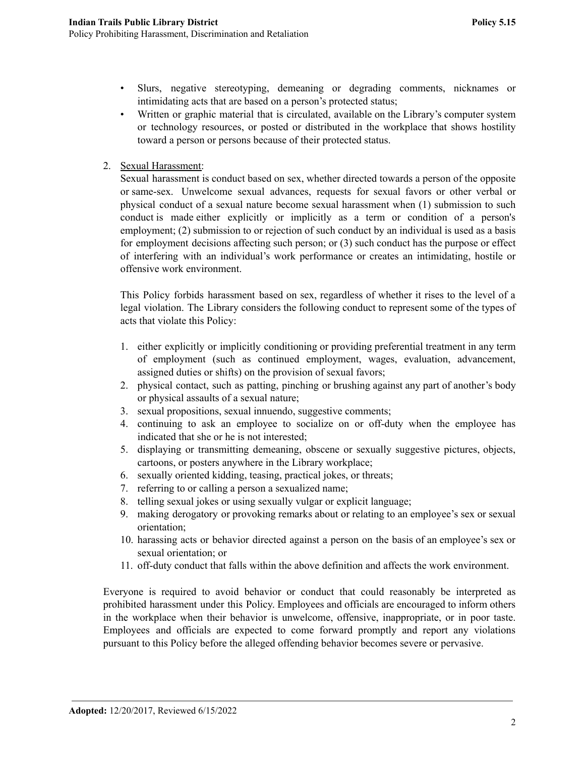- Slurs, negative stereotyping, demeaning or degrading comments, nicknames or intimidating acts that are based on a person's protected status;
- Written or graphic material that is circulated, available on the Library's computer system or technology resources, or posted or distributed in the workplace that shows hostility toward a person or persons because of their protected status.

2. <u>Sexual Harassment</u>:
   Sexual harassment is conduct based on sex, whether directed towards a person of the opposite or same-sex. Unwelcome sexual advances, requests for sexual favors or other verbal or physical conduct of a sexual nature become sexual harassment when (1) submission to such conduct is made either explicitly or implicitly as a term or condition of a person's employment; (2) submission to or rejection of such conduct by an individual is used as a basis for employment decisions affecting such person; or (3) such conduct has the purpose or effect of interfering with an individual's work performance or creates an intimidating, hostile or offensive work environment.

   This Policy forbids harassment based on sex, regardless of whether it rises to the level of a legal violation. The Library considers the following conduct to represent some of the types of acts that violate this Policy:

   1. either explicitly or implicitly conditioning or providing preferential treatment in any term of employment (such as continued employment, wages, evaluation, advancement, assigned duties or shifts) on the provision of sexual favors;
   2. physical contact, such as patting, pinching or brushing against any part of another's body or physical assaults of a sexual nature;
   3. sexual propositions, sexual innuendo, suggestive comments;
   4. continuing to ask an employee to socialize on or off-duty when the employee has indicated that she or he is not interested;
   5. displaying or transmitting demeaning, obscene or sexually suggestive pictures, objects, cartoons, or posters anywhere in the Library workplace;
   6. sexually oriented kidding, teasing, practical jokes, or threats;
   7. referring to or calling a person a sexualized name;
   8. telling sexual jokes or using sexually vulgar or explicit language;
   9. making derogatory or provoking remarks about or relating to an employee's sex or sexual orientation;
   10. harassing acts or behavior directed against a person on the basis of an employee's sex or sexual orientation; or
   11. off-duty conduct that falls within the above definition and affects the work environment.

Everyone is required to avoid behavior or conduct that could reasonably be interpreted as prohibited harassment under this Policy. Employees and officials are encouraged to inform others in the workplace when their behavior is unwelcome, offensive, inappropriate, or in poor taste. Employees and officials are expected to come forward promptly and report any violations pursuant to this Policy before the alleged offending behavior becomes severe or pervasive.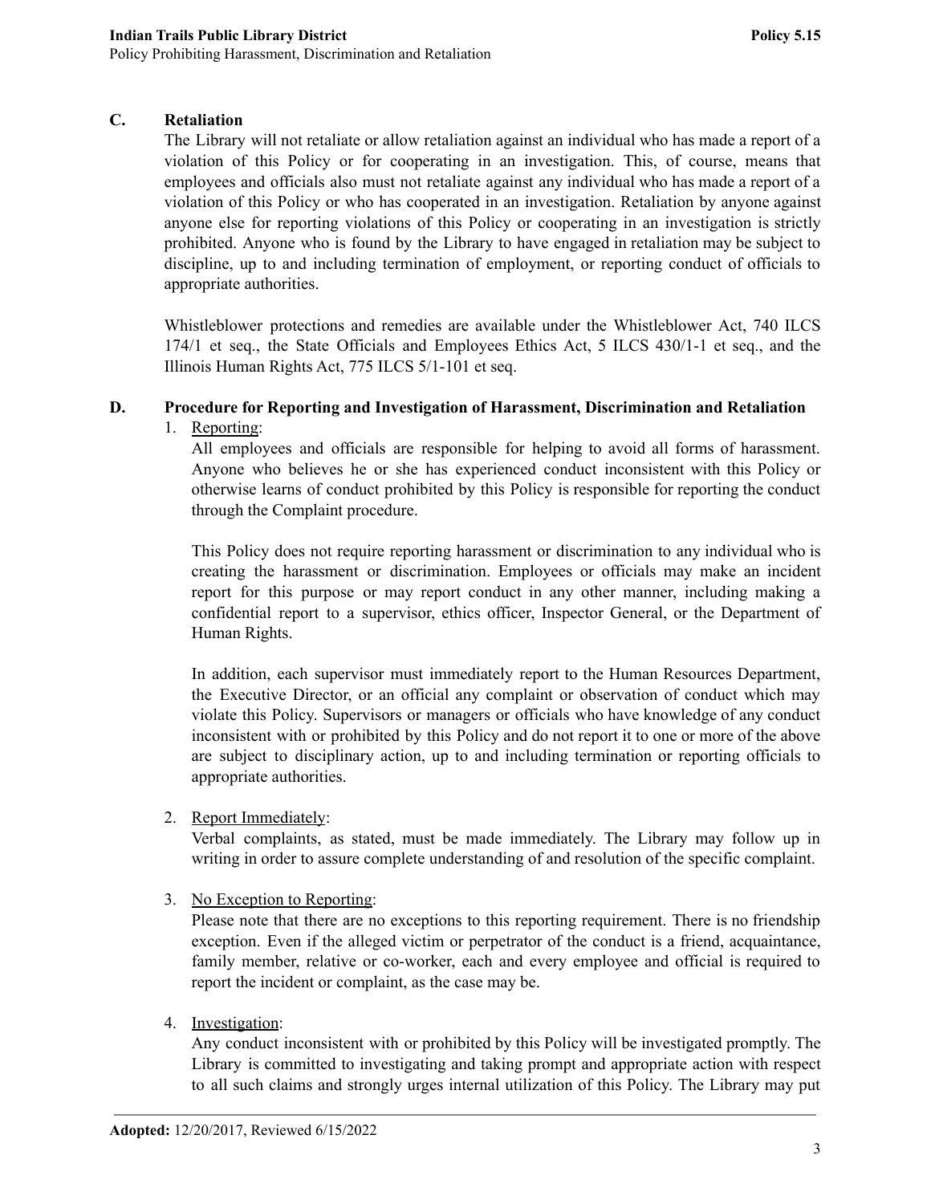## C. Retaliation

The Library will not retaliate or allow retaliation against an individual who has made a report of a violation of this Policy or for cooperating in an investigation. This, of course, means that employees and officials also must not retaliate against any individual who has made a report of a violation of this Policy or who has cooperated in an investigation. Retaliation by anyone against anyone else for reporting violations of this Policy or cooperating in an investigation is strictly prohibited. Anyone who is found by the Library to have engaged in retaliation may be subject to discipline, up to and including termination of employment, or reporting conduct of officials to appropriate authorities.

Whistleblower protections and remedies are available under the Whistleblower Act, 740 ILCS 174/1 et seq., the State Officials and Employees Ethics Act, 5 ILCS 430/1-1 et seq., and the Illinois Human Rights Act, 775 ILCS 5/1-101 et seq.

## D. Procedure for Reporting and Investigation of Harassment, Discrimination and Retaliation

1. Reporting:

   All employees and officials are responsible for helping to avoid all forms of harassment. Anyone who believes he or she has experienced conduct inconsistent with this Policy or otherwise learns of conduct prohibited by this Policy is responsible for reporting the conduct through the Complaint procedure.

   This Policy does not require reporting harassment or discrimination to any individual who is creating the harassment or discrimination. Employees or officials may make an incident report for this purpose or may report conduct in any other manner, including making a confidential report to a supervisor, ethics officer, Inspector General, or the Department of Human Rights.

   In addition, each supervisor must immediately report to the Human Resources Department, the Executive Director, or an official any complaint or observation of conduct which may violate this Policy. Supervisors or managers or officials who have knowledge of any conduct inconsistent with or prohibited by this Policy and do not report it to one or more of the above are subject to disciplinary action, up to and including termination or reporting officials to appropriate authorities.

2. Report Immediately:

   Verbal complaints, as stated, must be made immediately. The Library may follow up in writing in order to assure complete understanding of and resolution of the specific complaint.

3. No Exception to Reporting:

   Please note that there are no exceptions to this reporting requirement. There is no friendship exception. Even if the alleged victim or perpetrator of the conduct is a friend, acquaintance, family member, relative or co-worker, each and every employee and official is required to report the incident or complaint, as the case may be.

4. Investigation:

   Any conduct inconsistent with or prohibited by this Policy will be investigated promptly. The Library is committed to investigating and taking prompt and appropriate action with respect to all such claims and strongly urges internal utilization of this Policy. The Library may put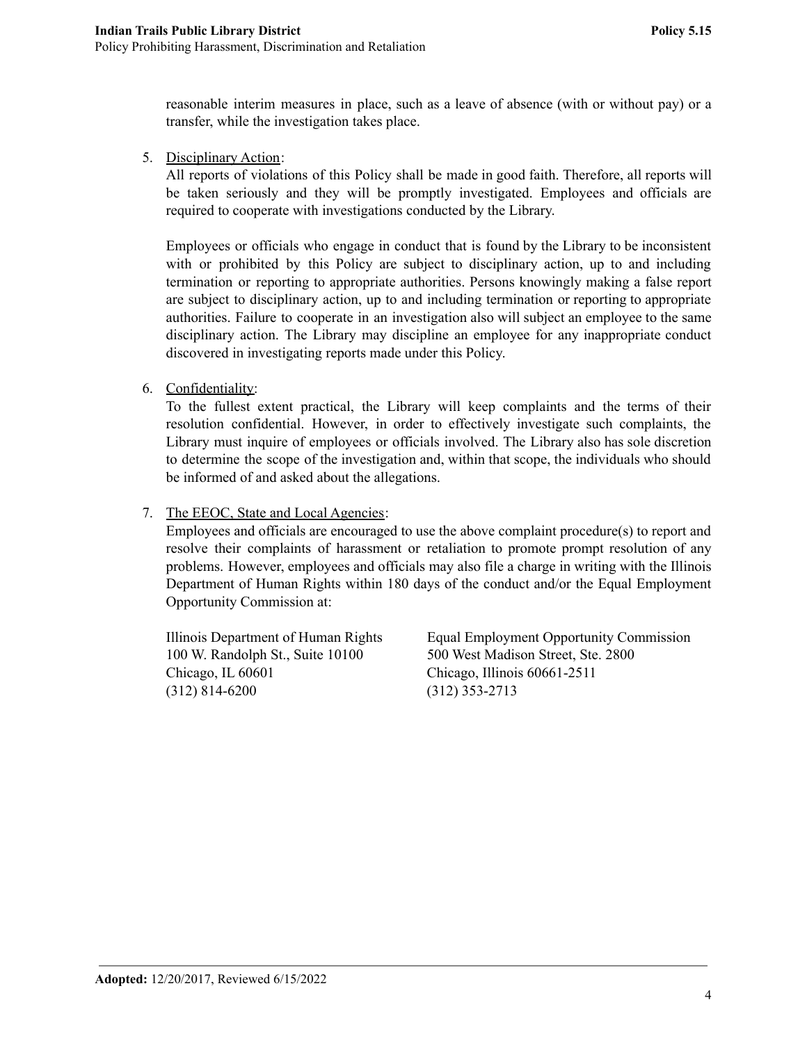reasonable interim measures in place, such as a leave of absence (with or without pay) or a transfer, while the investigation takes place.

5. Disciplinary Action:
   All reports of violations of this Policy shall be made in good faith. Therefore, all reports will be taken seriously and they will be promptly investigated. Employees and officials are required to cooperate with investigations conducted by the Library.

   Employees or officials who engage in conduct that is found by the Library to be inconsistent with or prohibited by this Policy are subject to disciplinary action, up to and including termination or reporting to appropriate authorities. Persons knowingly making a false report are subject to disciplinary action, up to and including termination or reporting to appropriate authorities. Failure to cooperate in an investigation also will subject an employee to the same disciplinary action. The Library may discipline an employee for any inappropriate conduct discovered in investigating reports made under this Policy.

6. Confidentiality:
   To the fullest extent practical, the Library will keep complaints and the terms of their resolution confidential. However, in order to effectively investigate such complaints, the Library must inquire of employees or officials involved. The Library also has sole discretion to determine the scope of the investigation and, within that scope, the individuals who should be informed of and asked about the allegations.

7. The EEOC, State and Local Agencies:
   Employees and officials are encouraged to use the above complaint procedure(s) to report and resolve their complaints of harassment or retaliation to promote prompt resolution of any problems. However, employees and officials may also file a charge in writing with the Illinois Department of Human Rights within 180 days of the conduct and/or the Equal Employment Opportunity Commission at:

   Illinois Department of Human Rights
   100 W. Randolph St., Suite 10100
   Chicago, IL 60601
   (312) 814-6200

   Equal Employment Opportunity Commission
   500 West Madison Street, Ste. 2800
   Chicago, Illinois 60661-2511
   (312) 353-2713

**Adopted:** 12/20/2017, Reviewed 6/15/2022